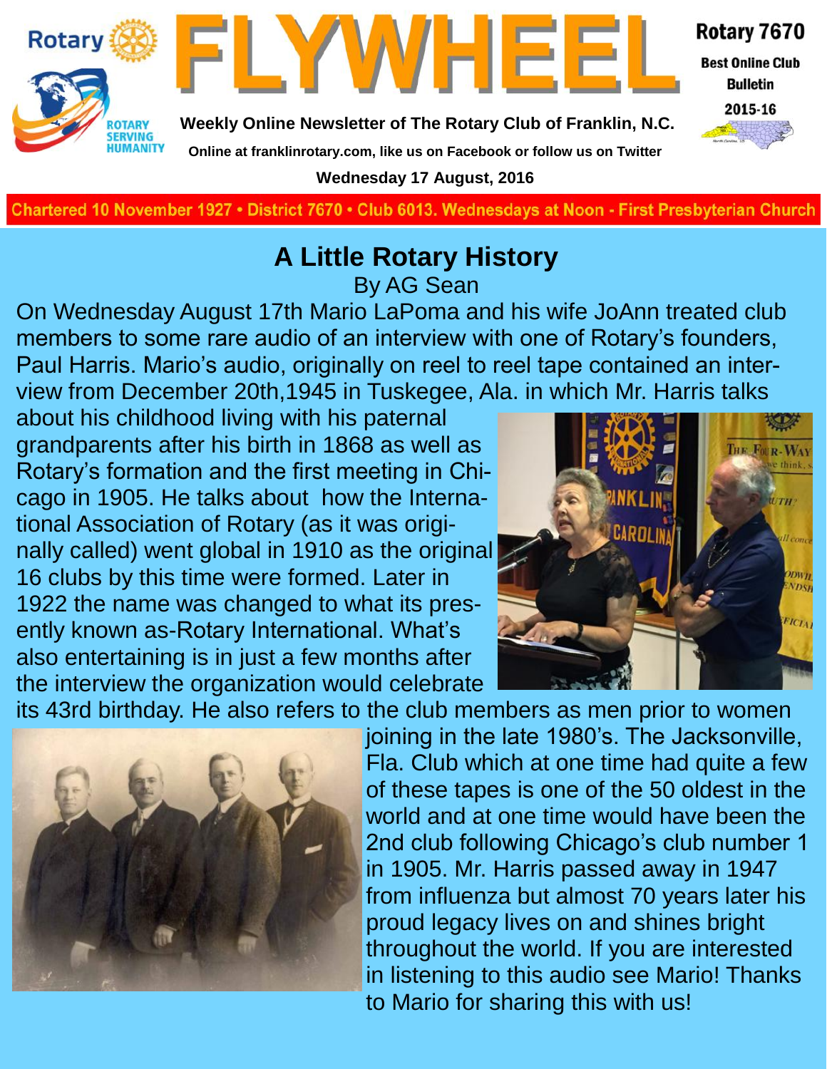Rotary

ROTARY SERVING HUMANITY

# FLYWHEEL

**Weekly Online Newsletter of The Rotary Club of Franklin, N.C.**

**Online at franklinrotary.com, like us on Facebook or follow us on Twitter**

**Wednesday 17 August, 2016**

**Rotary 7670**

**Best Online Club Bulletin**

**2015-16**

**Chartered 10 November 1927 • District 7670 • Club 6013. Wednesdays at Noon - First Presbyterian Church**

## A Little Rotary History

By AG Sean

On Wednesday August 17th Mario LaPoma and his wife JoAnn treated club members to some rare audio of an interview with one of Rotary's founders, Paul Harris. Mario's audio, originally on reel to reel tape contained an interview from December 20th,1945 in Tuskegee, Ala. in which Mr. Harris talks about his childhood living with his paternal grandparents after his birth in 1868 as well as Rotary's formation and the first meeting in Chicago in 1905. He talks about how the International Association of Rotary (as it was originally called) went global in 1910 as the original 16 clubs by this time were formed. Later in 1922 the name was changed to what its presently known as-Rotary International. What's also entertaining is in just a few months after the interview the organization would celebrate its 43rd birthday. He also refers to the club members as men prior to women joining in the late 1980's. The Jacksonville, Fla. Club which at one time had quite a few of these tapes is one of the 50 oldest in the world and at one time would have been the 2nd club following Chicago's club number 1 in 1905. Mr. Harris passed away in 1947 from influenza but almost 70 years later his proud legacy lives on and shines bright throughout the world. If you are interested in listening to this audio see Mario! Thanks to Mario for sharing this with us!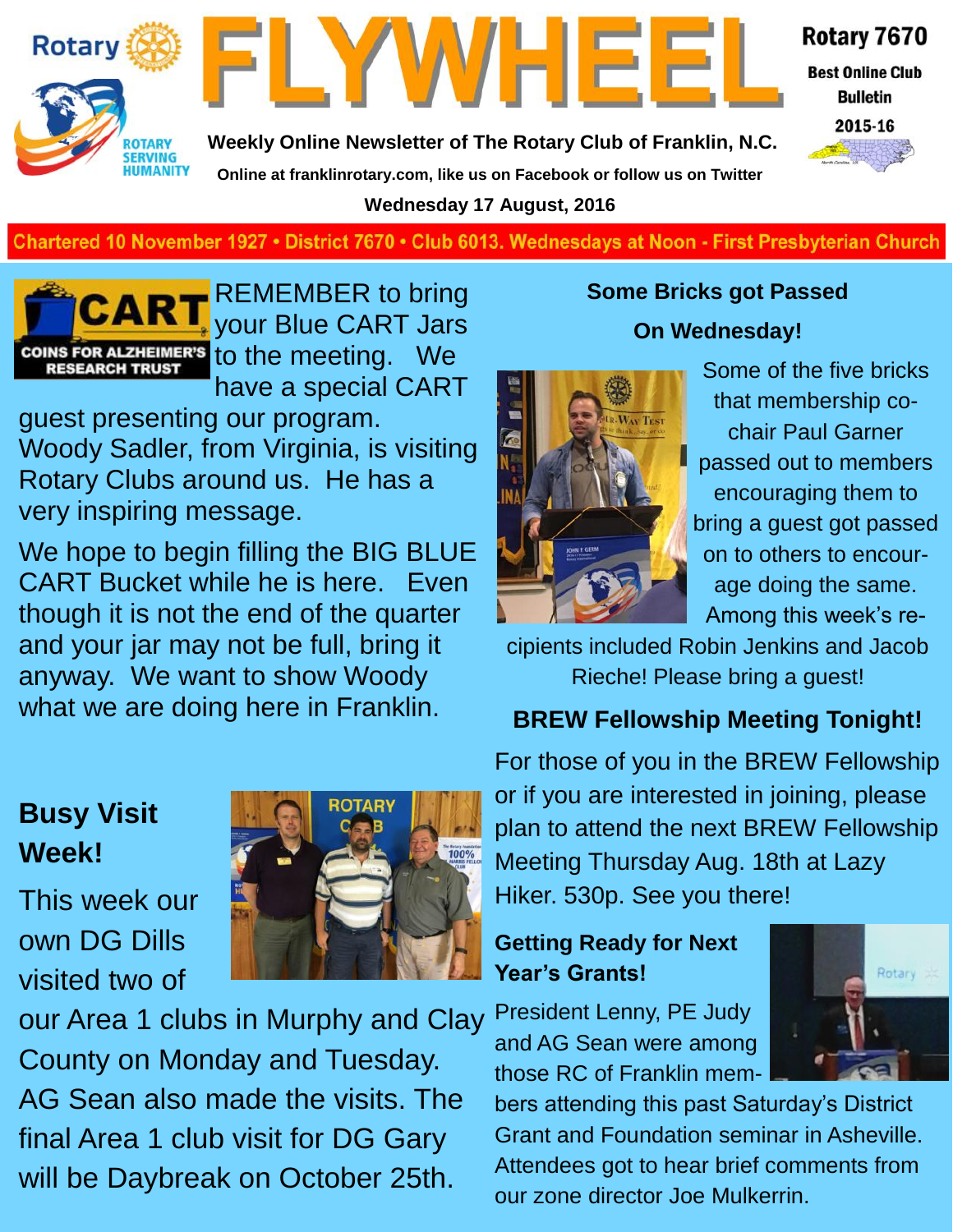# FLYWHEEL

Rotary 7670

Best Online Club Bulletin

2015-16

Weekly Online Newsletter of The Rotary Club of Franklin, N.C.

Online at franklinrotary.com, like us on Facebook or follow us on Twitter

Wednesday 17 August, 2016

Chartered 10 November 1927 • District 7670 • Club 6013. Wednesdays at Noon - First Presbyterian Church

REMEMBER to bring your Blue CART Jars to the meeting. We have a special CART guest presenting our program. Woody Sadler, from Virginia, is visiting Rotary Clubs around us. He has a very inspiring message.

We hope to begin filling the BIG BLUE CART Bucket while he is here. Even though it is not the end of the quarter and your jar may not be full, bring it anyway. We want to show Woody what we are doing here in Franklin.

## Busy Visit Week!

This week our own DG Dills visited two of our Area 1 clubs in Murphy and Clay County on Monday and Tuesday. AG Sean also made the visits. The final Area 1 club visit for DG Gary will be Daybreak on October 25th.

## Some Bricks got Passed On Wednesday!

Some of the five bricks that membership co-chair Paul Garner passed out to members encouraging them to bring a guest got passed on to others to encourage them doing the same. Among this week's recipients included Robin Jenkins and Jacob Rieche! Please bring a guest!

## BREW Fellowship Meeting Tonight!

For those of you in the BREW Fellowship or if you are interested in joining, please plan to attend the next BREW Fellowship Meeting Thursday Aug. 18th at Lazy Hiker. 530p. See you there!

## Getting Ready for Next Year's Grants!

President Lenny, PE Judy and AG Sean were among those RC of Franklin members attending this past Saturday's District Grant and Foundation seminar in Asheville. Attendees got to hear brief comments from our zone director Joe Mulkerrin.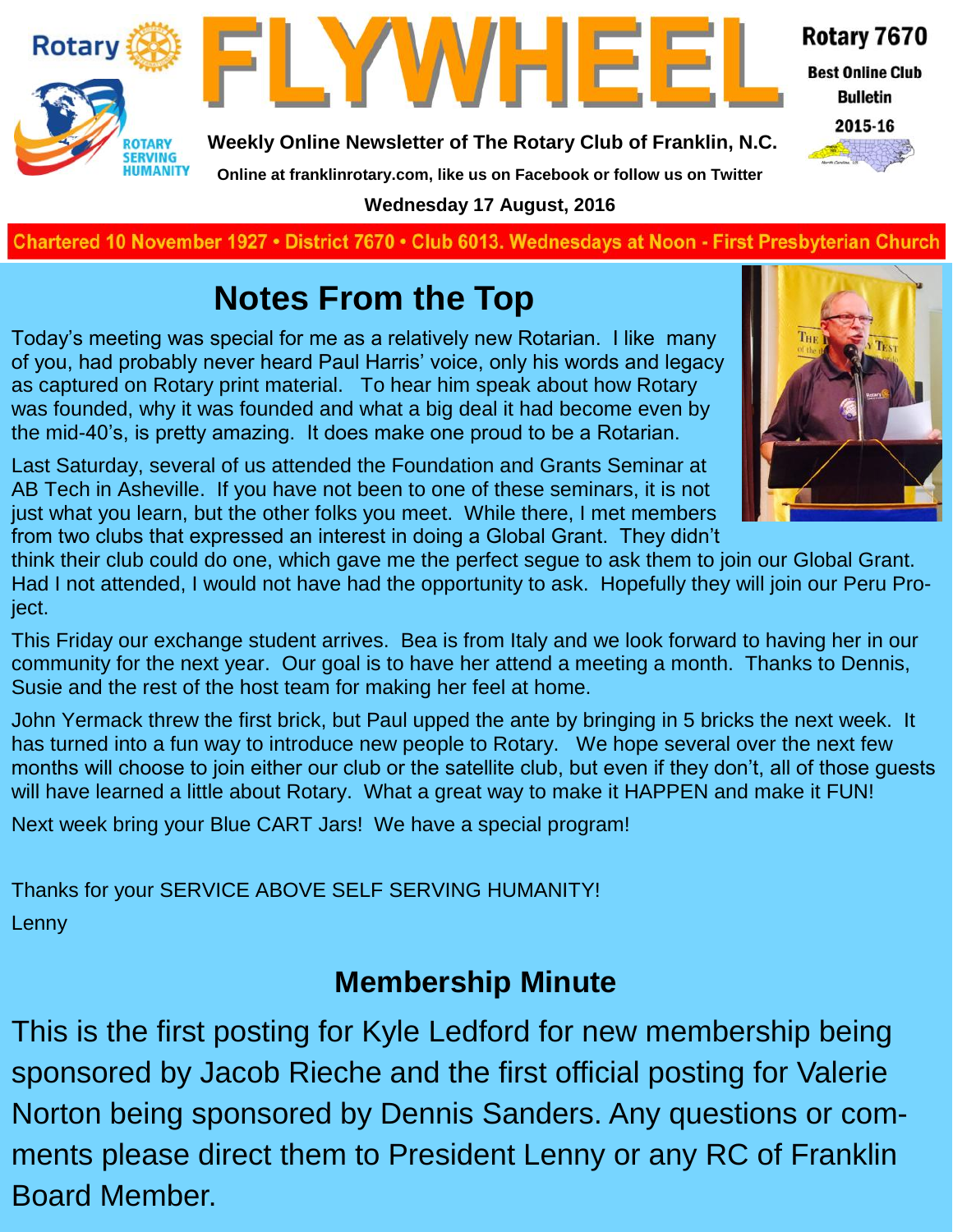# FLYWHEEL

**Weekly Online Newsletter of The Rotary Club of Franklin, N.C.**

Online at franklinrotary.com, like us on Facebook or follow us on Twitter

**Wednesday 17 August, 2016**

Rotary 7670 — Best Online Club Bulletin 2015-16

**Chartered 10 November 1927 • District 7670 • Club 6013. Wednesdays at Noon - First Presbyterian Church**

## Notes From the Top

Today's meeting was special for me as a relatively new Rotarian. I like many of you, had probably never heard Paul Harris' voice, only his words and legacy as captured on Rotary print material. To hear him speak about how Rotary was founded, why it was founded and what a big deal it had become even by the mid-40's, is pretty amazing. It does make one proud to be a Rotarian.

Last Saturday, several of us attended the Foundation and Grants Seminar at AB Tech in Asheville. If you have not been to one of these seminars, it is not just what you learn, but the other folks you meet. While there, I met members from two clubs that expressed an interest in doing a Global Grant. They didn't think their club could do one, which gave me the perfect segue to ask them to join our Global Grant. Had I not attended, I would not have had the opportunity to ask. Hopefully they will join our Peru Project.

This Friday our exchange student arrives. Bea is from Italy and we look forward to having her in our community for the next year. Our goal is to have her attend a meeting a month. Thanks to Dennis, Susie and the rest of the host team for making her feel at home.

John Yermack threw the first brick, but Paul upped the ante by bringing in 5 bricks the next week. It has turned into a fun way to introduce new people to Rotary. We hope several over the next few months will choose to join either our club or the satellite club, but even if they don't, all of those guests will have learned a little about Rotary. What a great way to make it HAPPEN and make it FUN!

Next week bring your Blue CART Jars! We have a special program!

Thanks for your SERVICE ABOVE SELF SERVING HUMANITY!

Lenny

## Membership Minute

This is the first posting for Kyle Ledford for new membership being sponsored by Jacob Rieche and the first official posting for Valerie Norton being sponsored by Dennis Sanders. Any questions or comments please direct them to President Lenny or any RC of Franklin Board Member.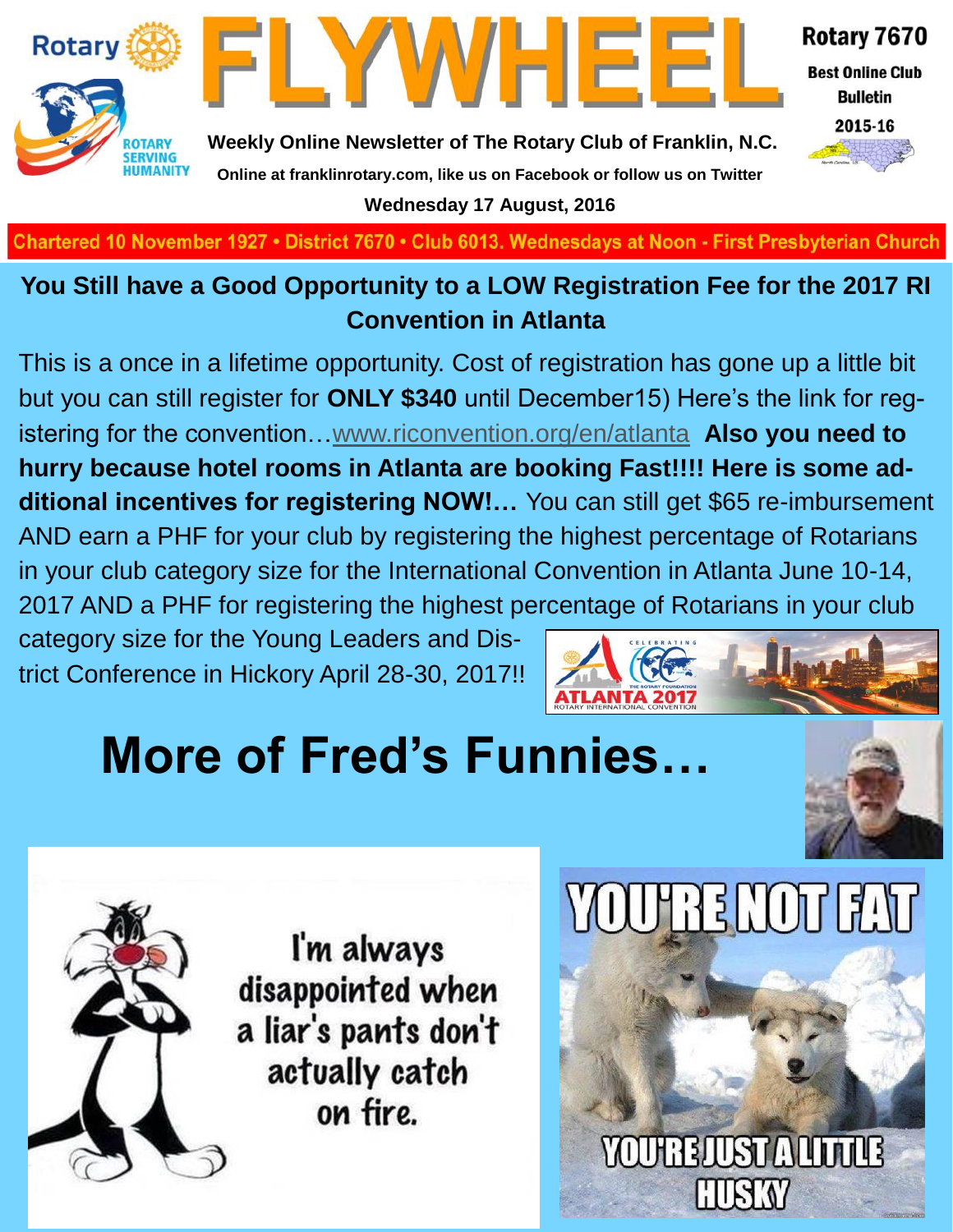Rotary

# FLYWHEEL

Weekly Online Newsletter of The Rotary Club of Franklin, N.C.

Online at franklinrotary.com, like us on Facebook or follow us on Twitter

Wednesday 17 August, 2016

Rotary 7670

Best Online Club Bulletin

2015-16

Chartered 10 November 1927 • District 7670 • Club 6013. Wednesdays at Noon - First Presbyterian Church

## You Still have a Good Opportunity to a LOW Registration Fee for the 2017 RI Convention in Atlanta

This is a once in a lifetime opportunity. Cost of registration has gone up a little bit but you can still register for **ONLY $340** until December15) Here's the link for registering for the convention…www.riconvention.org/en/atlanta **Also you need to hurry because hotel rooms in Atlanta are booking Fast!!!! Here is some additional incentives for registering NOW!…** You can still get $65 re-imbursement AND earn a PHF for your club by registering the highest percentage of Rotarians in your club category size for the International Convention in Atlanta June 10-14, 2017 AND a PHF for registering the highest percentage of Rotarians in your club category size for the Young Leaders and District Conference in Hickory April 28-30, 2017!!

# More of Fred's Funnies…

I'm always disappointed when a liar's pants don't actually catch on fire.

YOU'RE NOT FAT

YOU'RE JUST A LITTLE HUSKY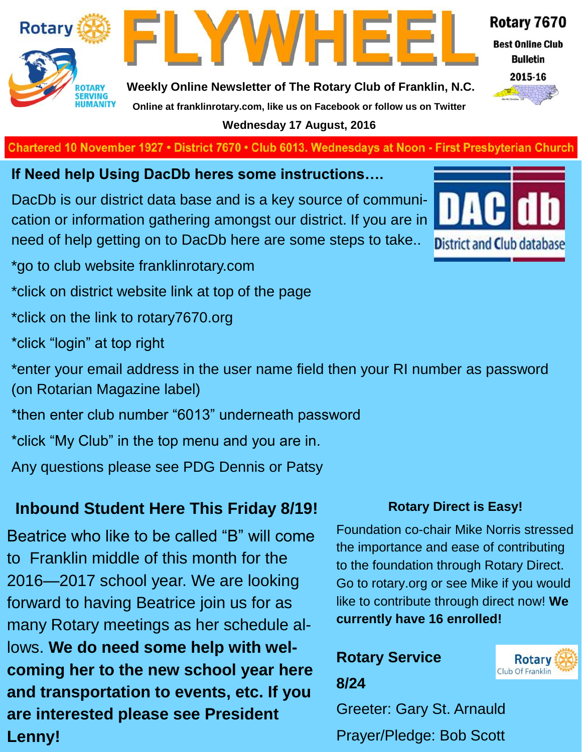# FLYWHEEL

**Rotary 7670**

**Best Online Club Bulletin 2015-16**

**Weekly Online Newsletter of The Rotary Club of Franklin, N.C.**

**Online at franklinrotary.com, like us on Facebook or follow us on Twitter**

**Wednesday 17 August, 2016**

Chartered 10 November 1927 • District 7670 • Club 6013. Wednesdays at Noon - First Presbyterian Church

## If Need help Using DacDb heres some instructions….

DacDb is our district data base and is a key source of communication or information gathering amongst our district. If you are in need of help getting on to DacDb here are some steps to take..

*go to club website franklinrotary.com

*click on district website link at top of the page

*click on the link to rotary7670.org

*click "login" at top right

*enter your email address in the user name field then your RI number as password (on Rotarian Magazine label)

*then enter club number "6013" underneath password

*click "My Club" in the top menu and you are in.

Any questions please see PDG Dennis or Patsy

## Inbound Student Here This Friday 8/19!

Beatrice who like to be called "B" will come to Franklin middle of this month for the 2016—2017 school year. We are looking forward to having Beatrice join us for as many Rotary meetings as her schedule allows. **We do need some help with welcoming her to the new school year here and transportation to events, etc. If you are interested please see President Lenny!**

### Rotary Direct is Easy!

Foundation co-chair Mike Norris stressed the importance and ease of contributing to the foundation through Rotary Direct. Go to rotary.org or see Mike if you would like to contribute through direct now! **We currently have 16 enrolled!**

### Rotary Service

**8/24**

Greeter: Gary St. Arnauld

Prayer/Pledge: Bob Scott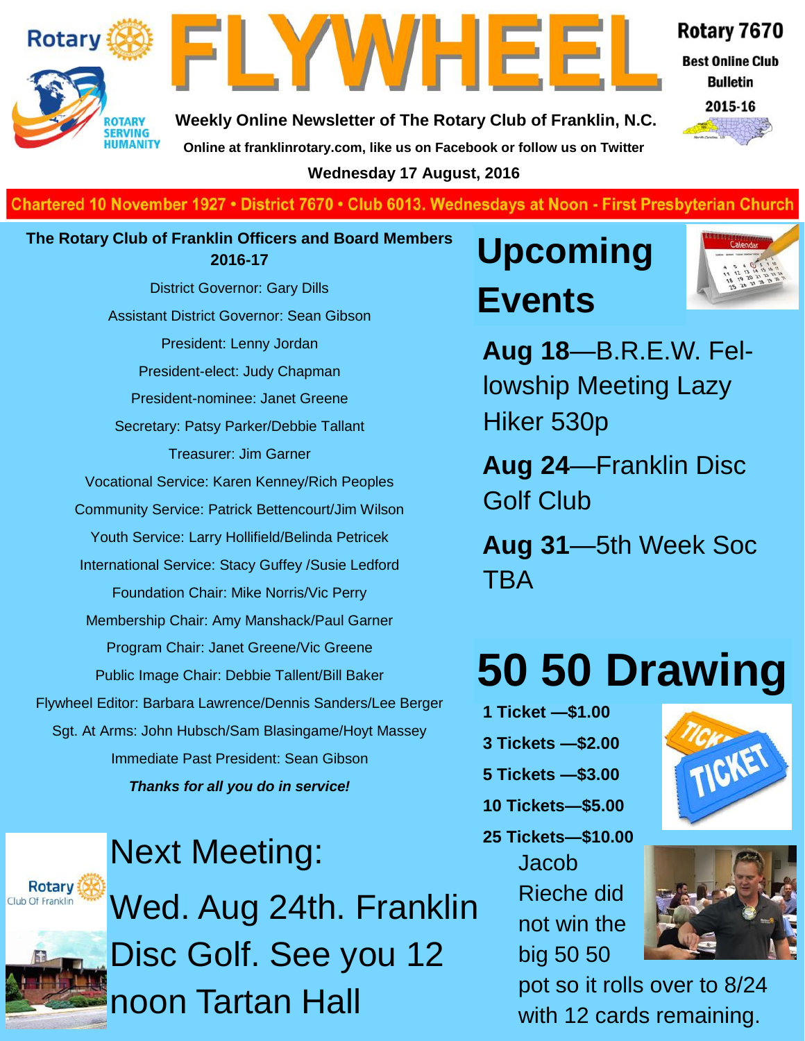Rotary

ROTARY SERVING HUMANITY

# FLYWHEEL

**Weekly Online Newsletter of The Rotary Club of Franklin, N.C.**

**Online at franklinrotary.com, like us on Facebook or follow us on Twitter**

**Wednesday 17 August, 2016**

**Rotary 7670**

**Best Online Club Bulletin**

**2015-16**

Chartered 10 November 1927 • District 7670 • Club 6013. Wednesdays at Noon - First Presbyterian Church

**The Rotary Club of Franklin Officers and Board Members 2016-17**

District Governor: Gary Dills

Assistant District Governor: Sean Gibson

President: Lenny Jordan

President-elect: Judy Chapman

President-nominee: Janet Greene

Secretary: Patsy Parker/Debbie Tallant

Treasurer: Jim Garner

Vocational Service: Karen Kenney/Rich Peoples

Community Service: Patrick Bettencourt/Jim Wilson

Youth Service: Larry Hollifield/Belinda Petricek

International Service: Stacy Guffey /Susie Ledford

Foundation Chair: Mike Norris/Vic Perry

Membership Chair: Amy Manshack/Paul Garner

Program Chair: Janet Greene/Vic Greene

Public Image Chair: Debbie Tallent/Bill Baker

Flywheel Editor: Barbara Lawrence/Dennis Sanders/Lee Berger

Sgt. At Arms: John Hubsch/Sam Blasingame/Hoyt Massey

Immediate Past President: Sean Gibson

***Thanks for all you do in service!***

## Upcoming Events

**Aug 18**—B.R.E.W. Fellowship Meeting Lazy Hiker 530p

**Aug 24**—Franklin Disc Golf Club

**Aug 31**—5th Week Soc TBA

## 50 50 Drawing

**1 Ticket —$1.00**

**3 Tickets —$2.00**

**5 Tickets —$3.00**

**10 Tickets—$5.00**

**25 Tickets—$10.00**

Jacob Rieche did not win the big 50 50 pot so it rolls over to 8/24 with 12 cards remaining.

## Next Meeting:

Wed. Aug 24th. Franklin Disc Golf. See you 12 noon Tartan Hall